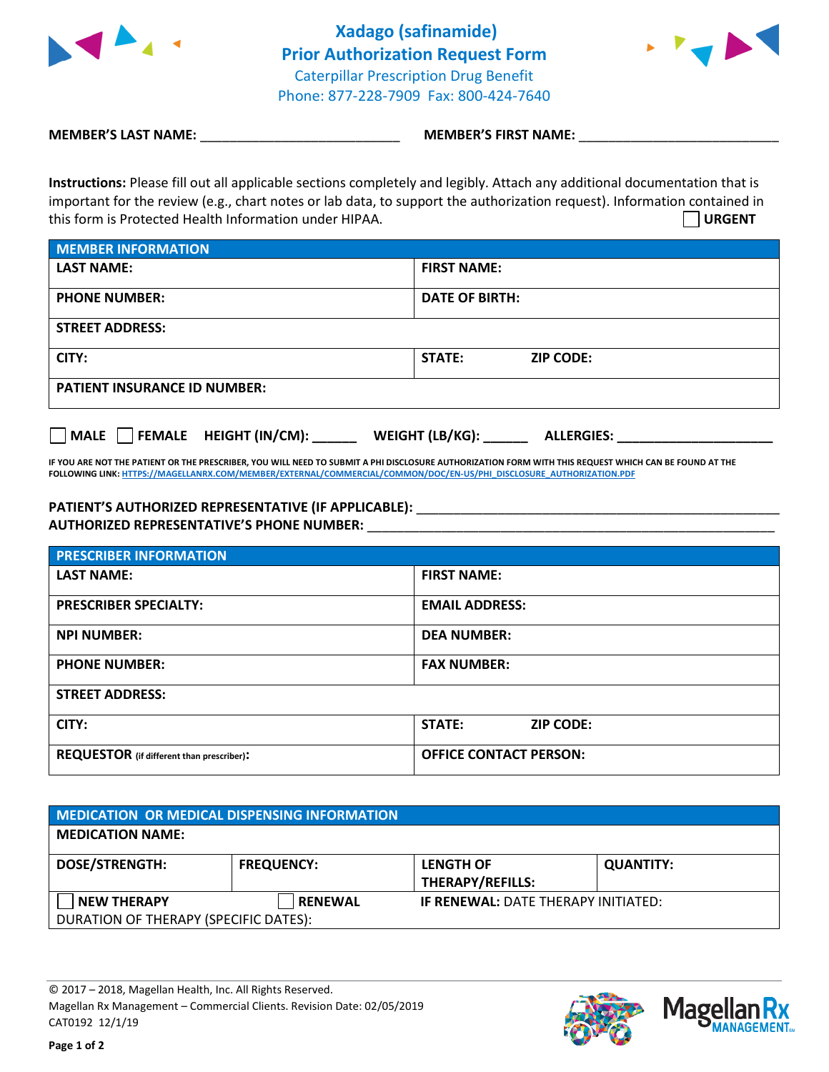# Xadago (safinamide) Prior Authorization Request Form

Caterpillar Prescription Drug Benefit
Phone: 877-228-7909 Fax: 800-424-7640

**MEMBER'S LAST NAME:** ___________________________ **MEMBER'S FIRST NAME:** ___________________________

**Instructions:** Please fill out all applicable sections completely and legibly. Attach any additional documentation that is important for the review (e.g., chart notes or lab data, to support the authorization request). Information contained in this form is Protected Health Information under HIPAA.

☐ **URGENT**

| MEMBER INFORMATION | |
|---|---|
| **LAST NAME:** | **FIRST NAME:** |
| **PHONE NUMBER:** | **DATE OF BIRTH:** |
| **STREET ADDRESS:** | |
| **CITY:** | **STATE:** **ZIP CODE:** |
| **PATIENT INSURANCE ID NUMBER:** | |

☐ **MALE** ☐ **FEMALE** **HEIGHT (IN/CM):** ______ **WEIGHT (LB/KG):** ______ **ALLERGIES:** ____________________

**IF YOU ARE NOT THE PATIENT OR THE PRESCRIBER, YOU WILL NEED TO SUBMIT A PHI DISCLOSURE AUTHORIZATION FORM WITH THIS REQUEST WHICH CAN BE FOUND AT THE FOLLOWING LINK: HTTPS://MAGELLANRX.COM/MEMBER/EXTERNAL/COMMERCIAL/COMMON/DOC/EN-US/PHI_DISCLOSURE_AUTHORIZATION.PDF**

**PATIENT'S AUTHORIZED REPRESENTATIVE (IF APPLICABLE):** ____________________________________________
**AUTHORIZED REPRESENTATIVE'S PHONE NUMBER:** ____________________________________________

| PRESCRIBER INFORMATION | |
|---|---|
| **LAST NAME:** | **FIRST NAME:** |
| **PRESCRIBER SPECIALTY:** | **EMAIL ADDRESS:** |
| **NPI NUMBER:** | **DEA NUMBER:** |
| **PHONE NUMBER:** | **FAX NUMBER:** |
| **STREET ADDRESS:** | |
| **CITY:** | **STATE:** **ZIP CODE:** |
| **REQUESTOR** (if different than prescriber)**:** | **OFFICE CONTACT PERSON:** |

| MEDICATION OR MEDICAL DISPENSING INFORMATION | | | |
|---|---|---|---|
| **MEDICATION NAME:** | | | |
| **DOSE/STRENGTH:** | **FREQUENCY:** | **LENGTH OF THERAPY/REFILLS:** | **QUANTITY:** |
| ☐ **NEW THERAPY** | ☐ **RENEWAL** | **IF RENEWAL:** DATE THERAPY INITIATED: | |
| DURATION OF THERAPY (SPECIFIC DATES): | | | |

© 2017 – 2018, Magellan Health, Inc. All Rights Reserved.
Magellan Rx Management – Commercial Clients. Revision Date: 02/05/2019
CAT0192 12/1/19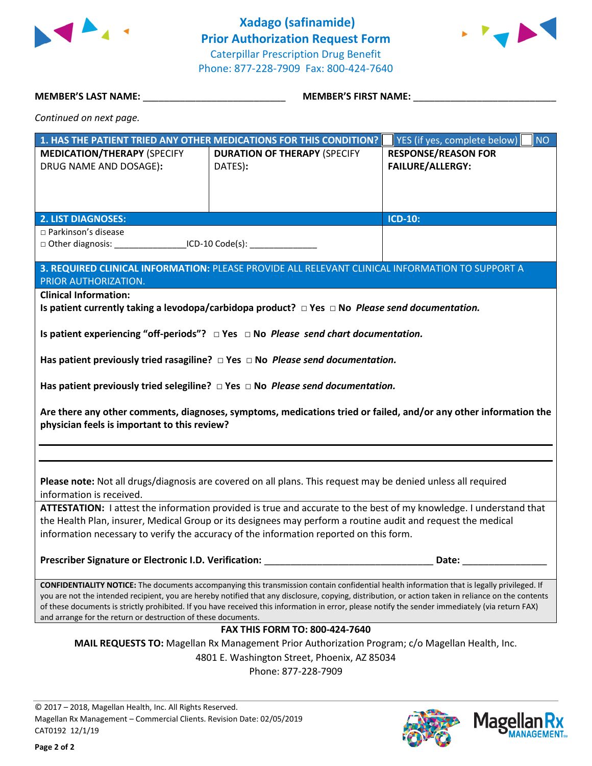# Xadago (safinamide) Prior Authorization Request Form

Caterpillar Prescription Drug Benefit
Phone: 877-228-7909 Fax: 800-424-7640

**MEMBER'S LAST NAME:** ___________________________ **MEMBER'S FIRST NAME:** ___________________________

*Continued on next page.*

| 1. HAS THE PATIENT TRIED ANY OTHER MEDICATIONS FOR THIS CONDITION? | | ☐ YES (if yes, complete below) ☐ NO |
|---|---|---|
| **MEDICATION/THERAPY** (SPECIFY DRUG NAME AND DOSAGE): | **DURATION OF THERAPY** (SPECIFY DATES): | **RESPONSE/REASON FOR FAILURE/ALLERGY:** |
| | | |

| 2. LIST DIAGNOSES: | ICD-10: |
|---|---|
| □ Parkinson's disease<br>□ Other diagnosis: _______________ICD-10 Code(s): ______________ | |

**3. REQUIRED CLINICAL INFORMATION:** PLEASE PROVIDE ALL RELEVANT CLINICAL INFORMATION TO SUPPORT A PRIOR AUTHORIZATION.

**Clinical Information:**

**Is patient currently taking a levodopa/carbidopa product? □ Yes □ No** ***Please send documentation.***

**Is patient experiencing "off-periods"? □ Yes □ No** ***Please send chart documentation.***

**Has patient previously tried rasagiline? □ Yes □ No** ***Please send documentation.***

**Has patient previously tried selegiline? □ Yes □ No** ***Please send documentation.***

**Are there any other comments, diagnoses, symptoms, medications tried or failed, and/or any other information the physician feels is important to this review?**

_______________________________________________________________________________

_______________________________________________________________________________

**Please note:** Not all drugs/diagnosis are covered on all plans. This request may be denied unless all required information is received.

**ATTESTATION:** I attest the information provided is true and accurate to the best of my knowledge. I understand that the Health Plan, insurer, Medical Group or its designees may perform a routine audit and request the medical information necessary to verify the accuracy of the information reported on this form.

**Prescriber Signature or Electronic I.D. Verification:** ________________________________ **Date:** ________________

**CONFIDENTIALITY NOTICE:** The documents accompanying this transmission contain confidential health information that is legally privileged. If you are not the intended recipient, you are hereby notified that any disclosure, copying, distribution, or action taken in reliance on the contents of these documents is strictly prohibited. If you have received this information in error, please notify the sender immediately (via return FAX) and arrange for the return or destruction of these documents.

**FAX THIS FORM TO: 800-424-7640**

**MAIL REQUESTS TO:** Magellan Rx Management Prior Authorization Program; c/o Magellan Health, Inc.
4801 E. Washington Street, Phoenix, AZ 85034
Phone: 877-228-7909

© 2017 – 2018, Magellan Health, Inc. All Rights Reserved.
Magellan Rx Management – Commercial Clients. Revision Date: 02/05/2019
CAT0192 12/1/19